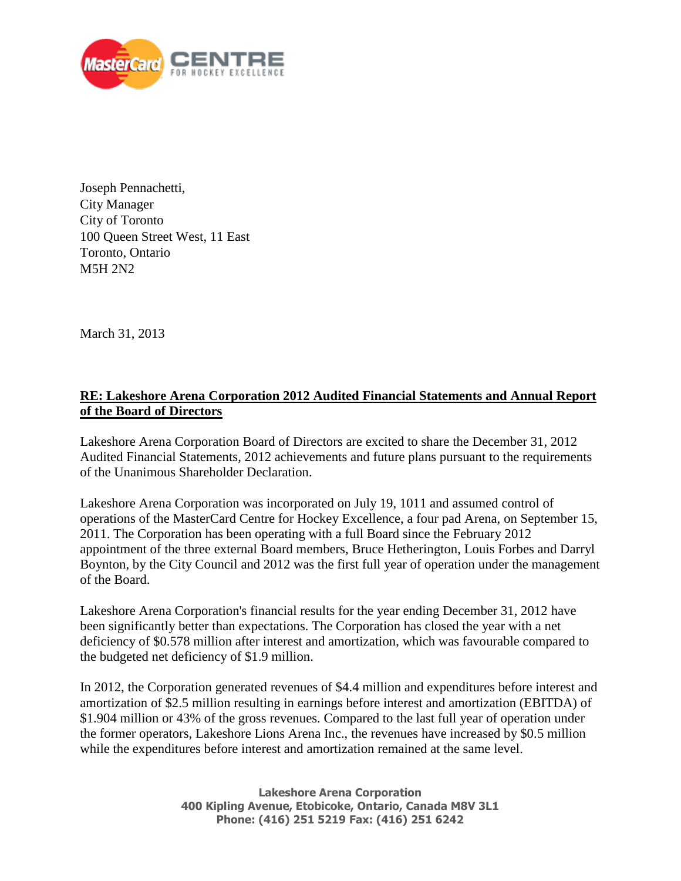Joseph Pennachetti,
City Manager
City of Toronto
100 Queen Street West, 11 East
Toronto, Ontario
M5H 2N2

March 31, 2013

**RE: Lakeshore Arena Corporation 2012 Audited Financial Statements and Annual Report of the Board of Directors**

Lakeshore Arena Corporation Board of Directors are excited to share the December 31, 2012 Audited Financial Statements, 2012 achievements and future plans pursuant to the requirements of the Unanimous Shareholder Declaration.

Lakeshore Arena Corporation was incorporated on July 19, 1011 and assumed control of operations of the MasterCard Centre for Hockey Excellence, a four pad Arena, on September 15, 2011. The Corporation has been operating with a full Board since the February 2012 appointment of the three external Board members, Bruce Hetherington, Louis Forbes and Darryl Boynton, by the City Council and 2012 was the first full year of operation under the management of the Board.

Lakeshore Arena Corporation's financial results for the year ending December 31, 2012 have been significantly better than expectations. The Corporation has closed the year with a net deficiency of $0.578 million after interest and amortization, which was favourable compared to the budgeted net deficiency of $1.9 million.

In 2012, the Corporation generated revenues of $4.4 million and expenditures before interest and amortization of $2.5 million resulting in earnings before interest and amortization (EBITDA) of $1.904 million or 43% of the gross revenues. Compared to the last full year of operation under the former operators, Lakeshore Lions Arena Inc., the revenues have increased by $0.5 million while the expenditures before interest and amortization remained at the same level.

**Lakeshore Arena Corporation**
**400 Kipling Avenue, Etobicoke, Ontario, Canada M8V 3L1**
**Phone: (416) 251 5219 Fax: (416) 251 6242**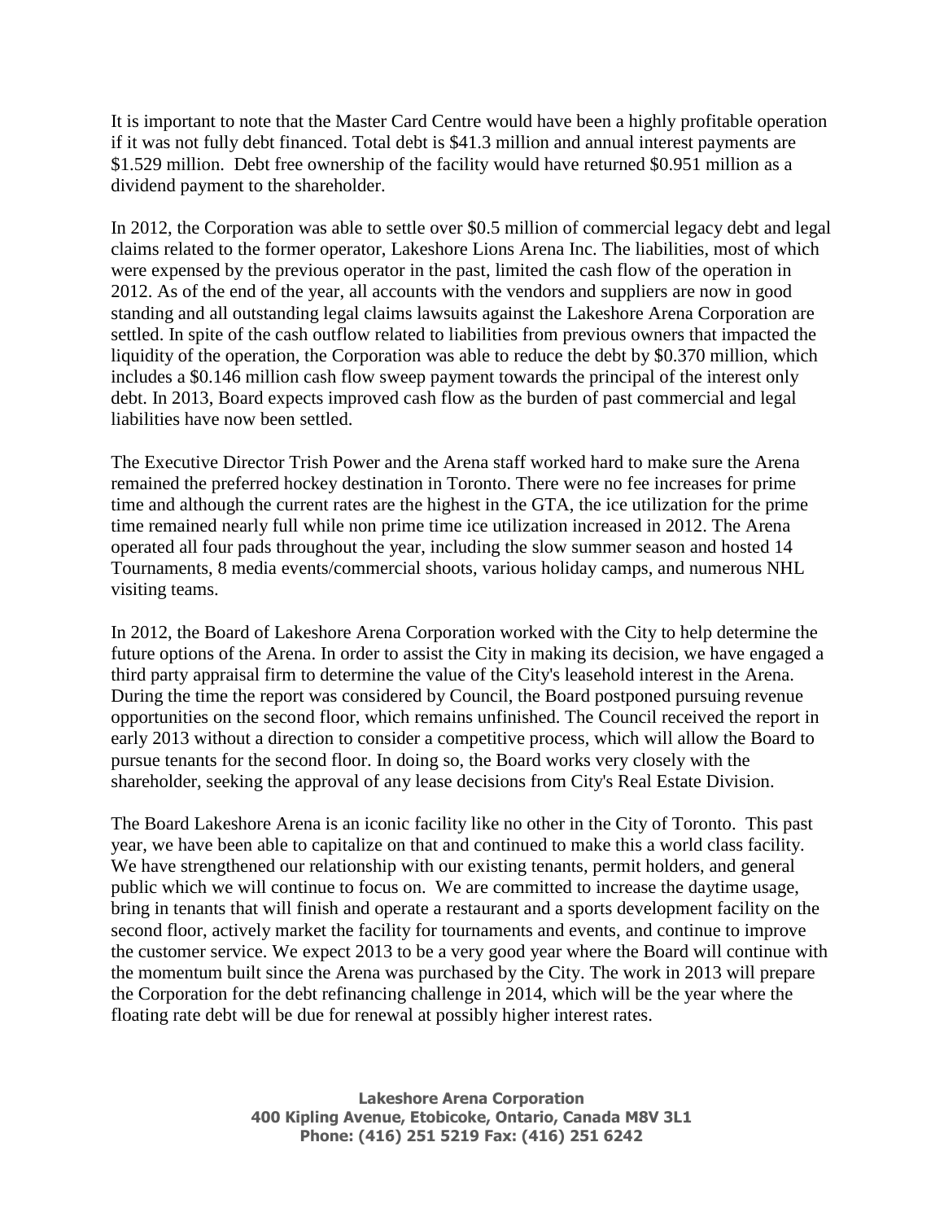It is important to note that the Master Card Centre would have been a highly profitable operation if it was not fully debt financed. Total debt is $41.3 million and annual interest payments are $1.529 million. Debt free ownership of the facility would have returned $0.951 million as a dividend payment to the shareholder.

In 2012, the Corporation was able to settle over $0.5 million of commercial legacy debt and legal claims related to the former operator, Lakeshore Lions Arena Inc. The liabilities, most of which were expensed by the previous operator in the past, limited the cash flow of the operation in 2012. As of the end of the year, all accounts with the vendors and suppliers are now in good standing and all outstanding legal claims lawsuits against the Lakeshore Arena Corporation are settled. In spite of the cash outflow related to liabilities from previous owners that impacted the liquidity of the operation, the Corporation was able to reduce the debt by $0.370 million, which includes a $0.146 million cash flow sweep payment towards the principal of the interest only debt. In 2013, Board expects improved cash flow as the burden of past commercial and legal liabilities have now been settled.

The Executive Director Trish Power and the Arena staff worked hard to make sure the Arena remained the preferred hockey destination in Toronto. There were no fee increases for prime time and although the current rates are the highest in the GTA, the ice utilization for the prime time remained nearly full while non prime time ice utilization increased in 2012. The Arena operated all four pads throughout the year, including the slow summer season and hosted 14 Tournaments, 8 media events/commercial shoots, various holiday camps, and numerous NHL visiting teams.

In 2012, the Board of Lakeshore Arena Corporation worked with the City to help determine the future options of the Arena. In order to assist the City in making its decision, we have engaged a third party appraisal firm to determine the value of the City's leasehold interest in the Arena. During the time the report was considered by Council, the Board postponed pursuing revenue opportunities on the second floor, which remains unfinished. The Council received the report in early 2013 without a direction to consider a competitive process, which will allow the Board to pursue tenants for the second floor. In doing so, the Board works very closely with the shareholder, seeking the approval of any lease decisions from City's Real Estate Division.

The Board Lakeshore Arena is an iconic facility like no other in the City of Toronto. This past year, we have been able to capitalize on that and continued to make this a world class facility. We have strengthened our relationship with our existing tenants, permit holders, and general public which we will continue to focus on. We are committed to increase the daytime usage, bring in tenants that will finish and operate a restaurant and a sports development facility on the second floor, actively market the facility for tournaments and events, and continue to improve the customer service. We expect 2013 to be a very good year where the Board will continue with the momentum built since the Arena was purchased by the City. The work in 2013 will prepare the Corporation for the debt refinancing challenge in 2014, which will be the year where the floating rate debt will be due for renewal at possibly higher interest rates.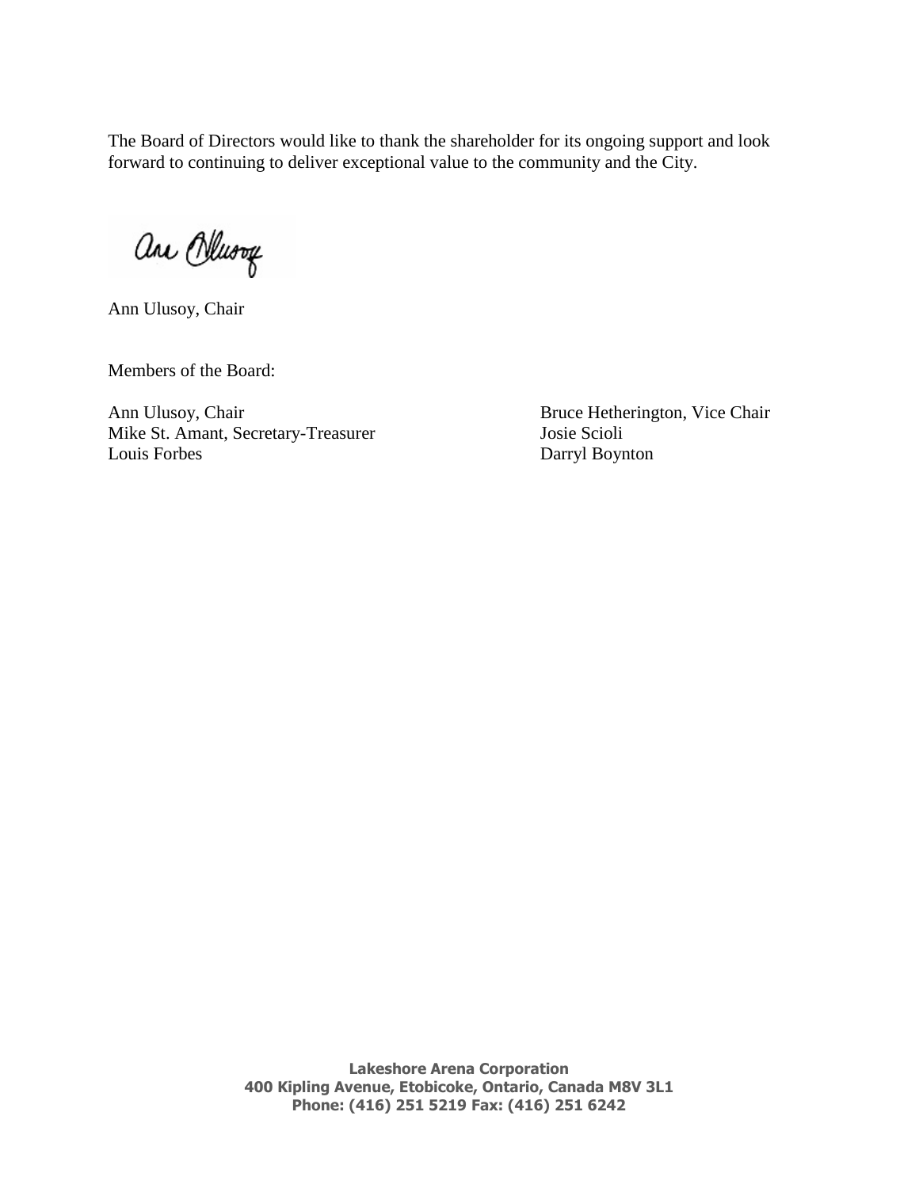The Board of Directors would like to thank the shareholder for its ongoing support and look forward to continuing to deliver exceptional value to the community and the City.

Ann Ulusoy, Chair

Members of the Board:

Ann Ulusoy, Chair
Mike St. Amant, Secretary-Treasurer
Louis Forbes
Bruce Hetherington, Vice Chair
Josie Scioli
Darryl Boynton

**Lakeshore Arena Corporation**
**400 Kipling Avenue, Etobicoke, Ontario, Canada M8V 3L1**
**Phone: (416) 251 5219 Fax: (416) 251 6242**